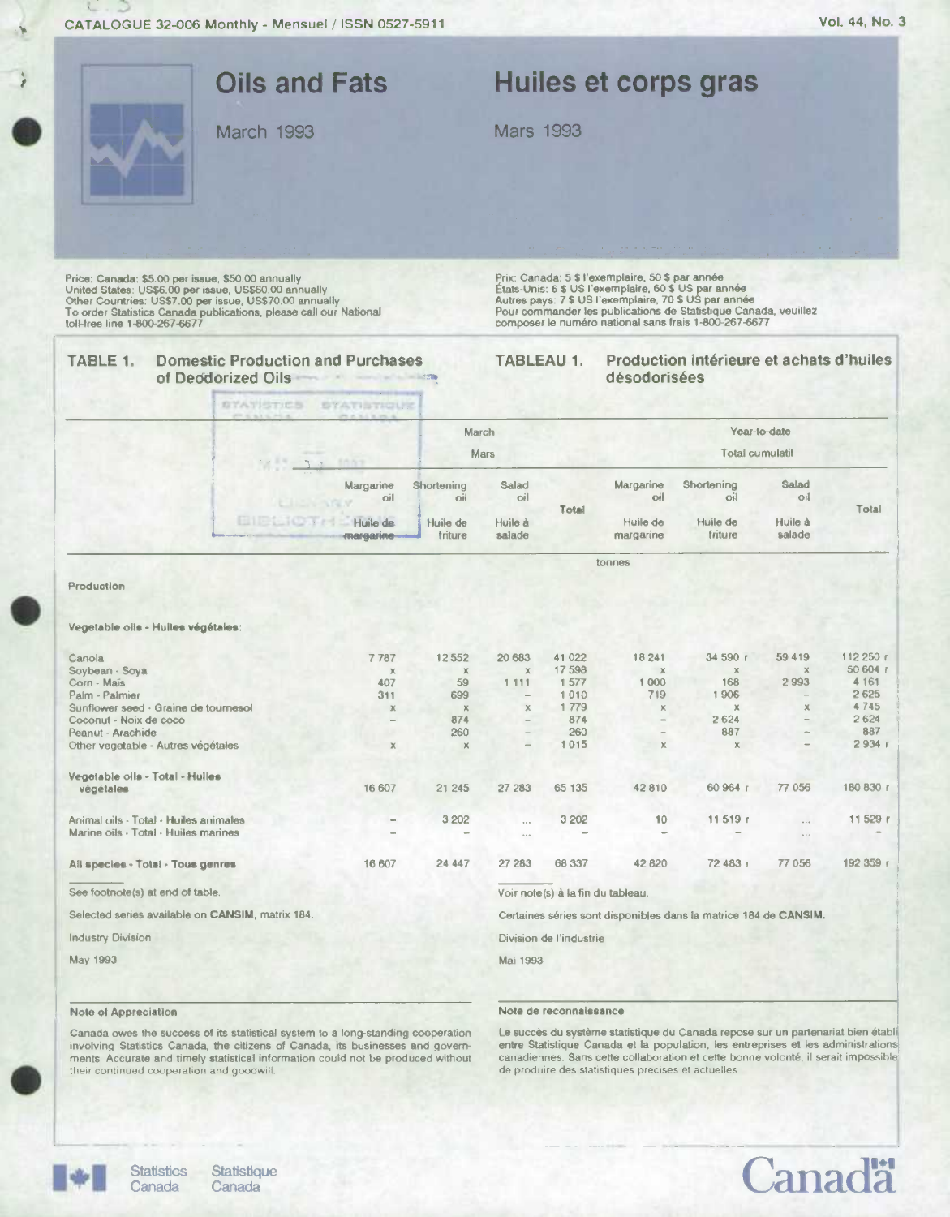CATALOGUE 32-006 Monthly - Mensuel / ISSN 0527-5911

Vol. 44, No. 3

# Oils and Fats

March 1993

# Huiles et corps gras

Mars 1993

Price: Canada: $5.00 per issue, $50.00 annually
United States: US$6.00 per issue, US$60.00 annually
Other Countries: US$7.00 per issue, US$70.00 annually
To order Statistics Canada publications, please call our National toll-free line 1-800-267-6677

Prix: Canada: 5 $ l'exemplaire, 50 $ par année
États-Unis: 6 $ US l'exemplaire, 60 $ US par année
Autres pays: 7 $ US l'exemplaire, 70 $ US par année
Pour commander les publications de Statistique Canada, veuillez composer le numéro national sans frais 1-800-267-6677

## TABLE 1. Domestic Production and Purchases of Deodorized Oils

## TABLEAU 1. Production intérieure et achats d'huiles désodorisées

| | March / Mars | | | | Year-to-date / Total cumulatif | | | |
|---|---|---|---|---|---|---|---|---|
| | Margarine oil / Huile de margarine | Shortening oil / Huile de friture | Salad oil / Huile à salade | Total | Margarine oil / Huile de margarine | Shortening oil / Huile de friture | Salad oil / Huile à salade | Total |
| | tonnes | | | | | | | |
| **Production** | | | | | | | | |
| **Vegetable oils - Huiles végétales:** | | | | | | | | |
| Canola | 7 787 | 12 552 | 20 683 | 41 022 | 18 241 | 34 590 r | 59 419 | 112 250 r |
| Soybean - Soya | x | x | x | 17 598 | x | x | x | 50 604 r |
| Corn - Maïs | 407 | 59 | 1 111 | 1 577 | 1 000 | 168 | 2 993 | 4 161 |
| Palm - Palmier | 311 | 699 | – | 1 010 | 719 | 1 906 | – | 2 625 |
| Sunflower seed - Graine de tournesol | x | x | x | 1 779 | x | x | x | 4 745 |
| Coconut - Noix de coco | – | 874 | – | 874 | – | 2 624 | – | 2 624 |
| Peanut - Arachide | – | 260 | – | 260 | – | 887 | – | 887 |
| Other vegetable - Autres végétales | x | x | – | 1 015 | x | x | – | 2 934 r |
| **Vegetable oils - Total - Huiles végétales** | 16 607 | 21 245 | 27 283 | 65 135 | 42 810 | 60 964 r | 77 056 | 180 830 r |
| Animal oils - Total - Huiles animales | – | 3 202 | ... | 3 202 | 10 | 11 519 r | ... | 11 529 r |
| Marine oils - Total - Huiles marines | – | – | ... | – | – | – | ... | – |
| **All species - Total - Tous genres** | 16 607 | 24 447 | 27 283 | 68 337 | 42 820 | 72 483 r | 77 056 | 192 359 r |

See footnote(s) at end of table.

Voir note(s) à la fin du tableau.

Selected series available on **CANSIM**, matrix 184.

Certaines séries sont disponibles dans la matrice 184 de **CANSIM**.

Industry Division

Division de l'industrie

May 1993

Mai 1993

### Note of Appreciation

Canada owes the success of its statistical system to a long-standing cooperation involving Statistics Canada, the citizens of Canada, its businesses and governments. Accurate and timely statistical information could not be produced without their continued cooperation and goodwill.

### Note de reconnaissance

Le succès du système statistique du Canada repose sur un partenariat bien établi entre Statistique Canada et la population, les entreprises et les administrations canadiennes. Sans cette collaboration et cette bonne volonté, il serait impossible de produire des statistiques précises et actuelles.

Statistics Canada / Statistique Canada

Canada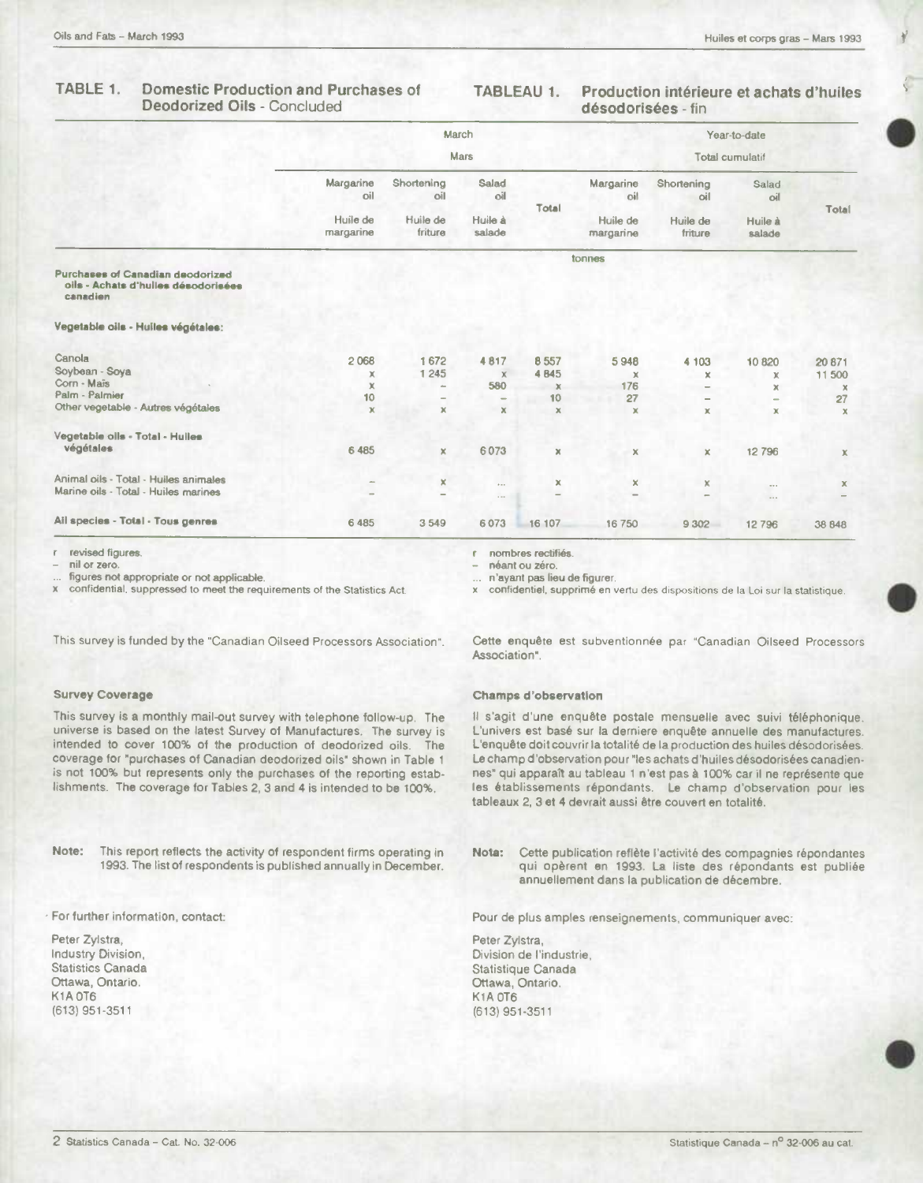## TABLE 1. Domestic Production and Purchases of Deodorized Oils - Concluded

## TABLEAU 1. Production intérieure et achats d'huiles désodorisées - fin

| | March / Mars | | | | Year-to-date / Total cumulatif | | | |
|---|---|---|---|---|---|---|---|---|
| | Margarine oil / Huile de margarine | Shortening oil / Huile de friture | Salad oil / Huile à salade | Total | Margarine oil / Huile de margarine | Shortening oil / Huile de friture | Salad oil / Huile à salade | Total |
| | tonnes | | | | | | | |
| **Purchases of Canadian deodorized oils - Achats d'huiles désodorisées canadien** | | | | | | | | |
| **Vegetable oils - Huiles végétales:** | | | | | | | | |
| Canola | 2 068 | 1 672 | 4 817 | 8 557 | 5 948 | 4 103 | 10 820 | 20 871 |
| Soybean - Soya | x | 1 245 | x | 4 845 | x | x | x | 11 500 |
| Corn - Maïs | x | – | 580 | x | 176 | – | x | x |
| Palm - Palmier | 10 | – | – | 10 | 27 | – | – | 27 |
| Other vegetable - Autres végétales | x | x | x | x | x | x | x | x |
| **Vegetable oils - Total - Huiles végétales** | 6 485 | x | 6 073 | x | x | x | 12 796 | x |
| Animal oils - Total - Huiles animales | – | x | ... | x | x | x | ... | x |
| Marine oils - Total - Huiles marines | – | – | ... | – | – | – | ... | – |
| **All species - Total - Tous genres** | 6 485 | 3 549 | 6 073 | 16 107 | 16 750 | 9 302 | 12 796 | 38 848 |

r revised figures.
– nil or zero.
... figures not appropriate or not applicable.
x confidential, suppressed to meet the requirements of the Statistics Act.

r nombres rectifiés.
– néant ou zéro.
... n'ayant pas lieu de figurer.
x confidentiel, supprimé en vertu des dispositions de la Loi sur la statistique.

This survey is funded by the "Canadian Oilseed Processors Association".

Cette enquête est subventionnée par "Canadian Oilseed Processors Association".

### Survey Coverage

This survey is a monthly mail-out survey with telephone follow-up. The universe is based on the latest Survey of Manufactures. The survey is intended to cover 100% of the production of deodorized oils. The coverage for "purchases of Canadian deodorized oils" shown in Table 1 is not 100% but represents only the purchases of the reporting establishments. The coverage for Tables 2, 3 and 4 is intended to be 100%.

### Champs d'observation

Il s'agit d'une enquête postale mensuelle avec suivi téléphonique. L'univers est basé sur la derniere enquête annuelle des manufactures. L'enquête doit couvrir la totalité de la production des huiles désodorisées. Le champ d'observation pour "les achats d'huiles désodorisées canadiennes" qui apparaît au tableau 1 n'est pas à 100% car il ne représente que les établissements répondants. Le champ d'observation pour les tableaux 2, 3 et 4 devrait aussi être couvert en totalité.

**Note:** This report reflects the activity of respondent firms operating in 1993. The list of respondents is published annually in December.

**Nota:** Cette publication reflète l'activité des compagnies répondantes qui opèrent en 1993. La liste des répondants est publiée annuellement dans la publication de décembre.

For further information, contact:

Peter Zylstra,
Industry Division,
Statistics Canada
Ottawa, Ontario.
K1A 0T6
(613) 951-3511

Pour de plus amples renseignements, communiquer avec:

Peter Zylstra,
Division de l'industrie,
Statistique Canada
Ottawa, Ontario.
K1A 0T6
(613) 951-3511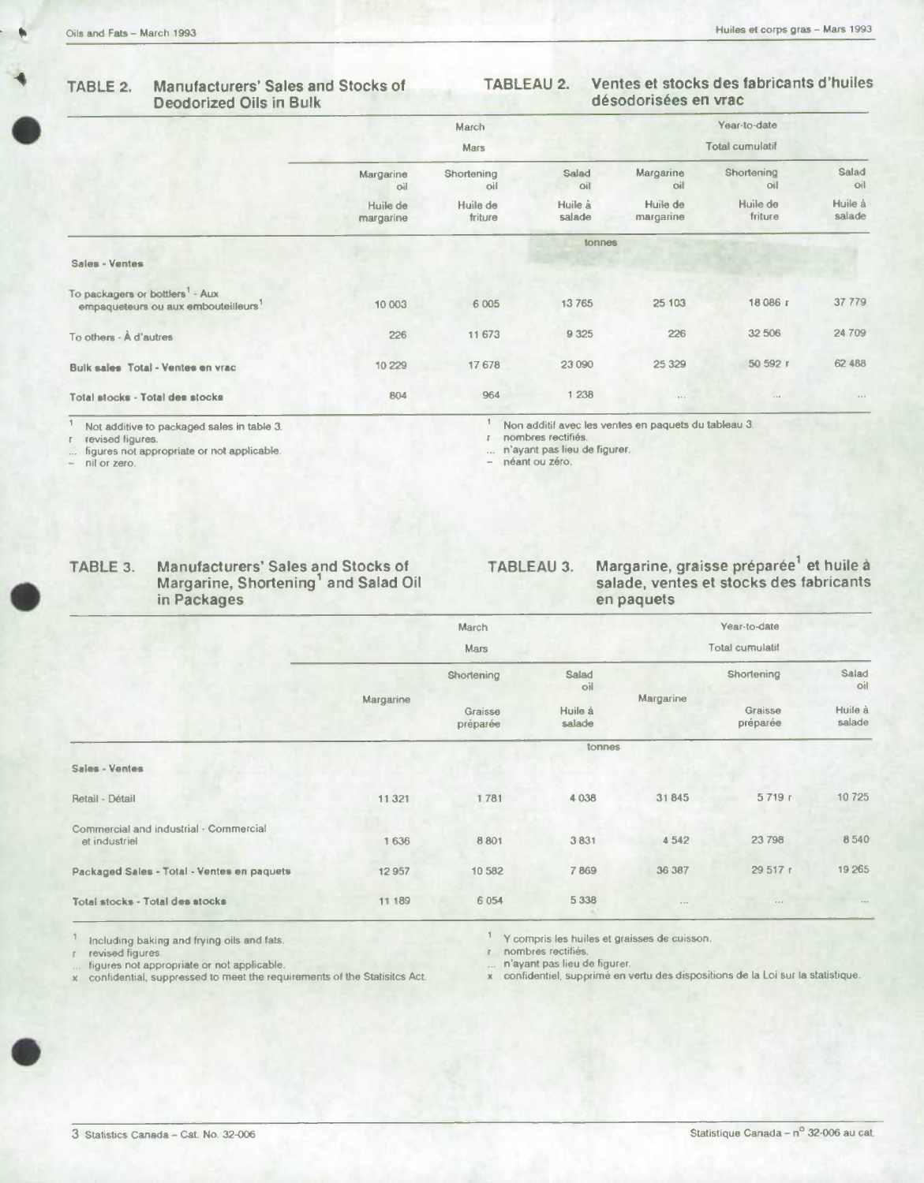## TABLE 2. Manufacturers' Sales and Stocks of Deodorized Oils in Bulk

## TABLEAU 2. Ventes et stocks des fabricants d'huiles désodorisées en vrac

| | March / Mars | | | Year-to-date / Total cumulatif | | |
|---|---|---|---|---|---|---|
| | Margarine oil / Huile de margarine | Shortening oil / Huile de friture | Salad oil / Huile à salade | Margarine oil / Huile de margarine | Shortening oil / Huile de friture | Salad oil / Huile à salade |
| | tonnes | | | | | |
| **Sales - Ventes** | | | | | | |
| To packagers or bottlers[1] - Aux empaqueteurs ou aux embouteilleurs[1] | 10 003 | 6 005 | 13 765 | 25 103 | 18 086 r | 37 779 |
| To others - À d'autres | 226 | 11 673 | 9 325 | 226 | 32 506 | 24 709 |
| **Bulk sales Total - Ventes en vrac** | 10 229 | 17 678 | 23 090 | 25 329 | 50 592 r | 62 488 |
| **Total stocks - Total des stocks** | 804 | 964 | 1 238 | ... | ... | ... |

1 Not additive to packaged sales in table 3.
r revised figures.
... figures not appropriate or not applicable.
– nil or zero.

1 Non additif avec les ventes en paquets du tableau 3.
r nombres rectifiés.
... n'ayant pas lieu de figurer.
– néant ou zéro.

## TABLE 3. Manufacturers' Sales and Stocks of Margarine, Shortening[1] and Salad Oil in Packages

## TABLEAU 3. Margarine, graisse préparée[1] et huile à salade, ventes et stocks des fabricants en paquets

| | March / Mars | | | Year-to-date / Total cumulatif | | |
|---|---|---|---|---|---|---|
| | Margarine | Shortening / Graisse préparée | Salad oil / Huile à salade | Margarine | Shortening / Graisse préparée | Salad oil / Huile à salade |
| | tonnes | | | | | |
| **Sales - Ventes** | | | | | | |
| Retail - Détail | 11 321 | 1 781 | 4 038 | 31 845 | 5 719 r | 10 725 |
| Commercial and industrial - Commercial et industriel | 1 636 | 8 801 | 3 831 | 4 542 | 23 798 | 8 540 |
| **Packaged Sales - Total - Ventes en paquets** | 12 957 | 10 582 | 7 869 | 36 387 | 29 517 r | 19 265 |
| **Total stocks - Total des stocks** | 11 189 | 6 054 | 5 338 | ... | ... | ... |

1 Including baking and frying oils and fats.
r revised figures.
... figures not appropriate or not applicable.
x confidential, suppressed to meet the requirements of the Statisitcs Act.

1 Y compris les huiles et graisses de cuisson.
r nombres rectifiés.
... n'ayant pas lieu de figurer.
x confidentiel, supprimé en vertu des dispositions de la Loi sur la statistique.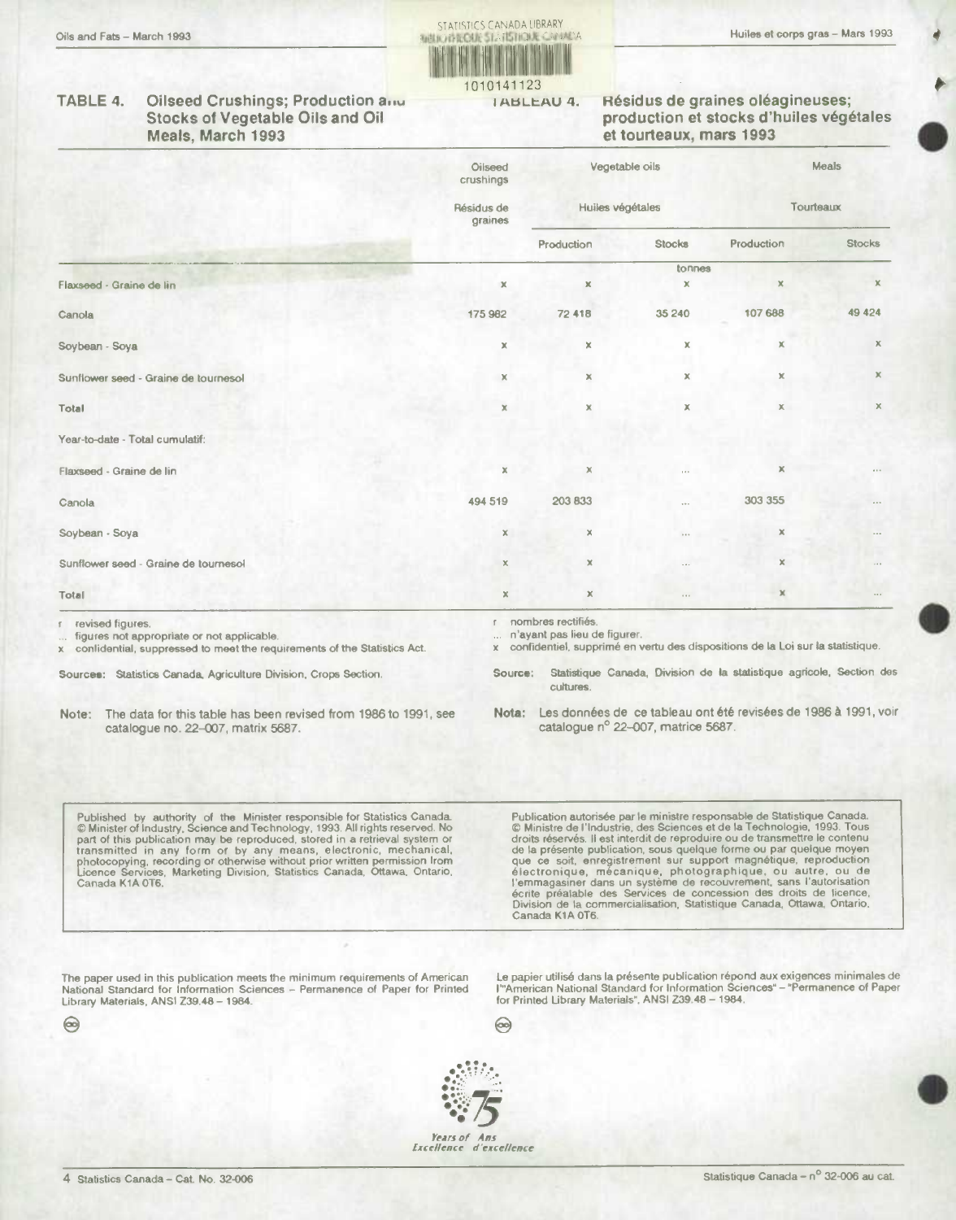**TABLE 4. Oilseed Crushings; Production and Stocks of Vegetable Oils and Oil Meals, March 1993**

**TABLEAU 4. Résidus de graines oléagineuses; production et stocks d'huiles végétales et tourteaux, mars 1993**

| | Oilseed crushings / Résidus de graines | Vegetable oils / Huiles végétales | | Meals / Tourteaux | |
|---|---|---|---|---|---|
| | | Production | Stocks | Production | Stocks |
| | | | tonnes | | |
| Flaxseed - Graine de lin | x | x | x | x | x |
| Canola | 175 982 | 72 418 | 35 240 | 107 688 | 49 424 |
| Soybean - Soya | x | x | x | x | x |
| Sunflower seed - Graine de tournesol | x | x | x | x | x |
| Total | x | x | x | x | x |
| Year-to-date - Total cumulatif: | | | | | |
| Flaxseed - Graine de lin | x | x | ... | x | ... |
| Canola | 494 519 | 203 833 | ... | 303 355 | ... |
| Soybean - Soya | x | x | ... | x | ... |
| Sunflower seed - Graine de tournesol | x | x | ... | x | ... |
| Total | x | x | ... | x | ... |

r revised figures.
... figures not appropriate or not applicable.
x confidential, suppressed to meet the requirements of the Statistics Act.

r nombres rectifiés.
... n'ayant pas lieu de figurer.
x confidentiel, supprimé en vertu des dispositions de la Loi sur la statistique.

**Sources:** Statistics Canada, Agriculture Division, Crops Section.

**Source:** Statistique Canada, Division de la statistique agricole, Section des cultures.

**Note:** The data for this table has been revised from 1986 to 1991, see catalogue no. 22-007, matrix 5687.

**Nota:** Les données de ce tableau ont été revisées de 1986 à 1991, voir catalogue n° 22-007, matrice 5687.

Published by authority of the Minister responsible for Statistics Canada. © Minister of Industry, Science and Technology, 1993. All rights reserved. No part of this publication may be reproduced, stored in a retrieval system or transmitted in any form or by any means, electronic, mechanical, photocopying, recording or otherwise without prior written permission from Licence Services, Marketing Division, Statistics Canada, Ottawa, Ontario, Canada K1A 0T6.

Publication autorisée par le ministre responsable de Statistique Canada. © Ministre de l'Industrie, des Sciences et de la Technologie, 1993. Tous droits réservés. Il est interdit de reproduire ou de transmettre le contenu de la présente publication, sous quelque forme ou par quelque moyen que ce soit, enregistrement sur support magnétique, reproduction électronique, mécanique, photographique, ou autre, ou de l'emmagasiner dans un système de recouvrement, sans l'autorisation écrite préalable des Services de concession des droits de licence, Division de la commercialisation, Statistique Canada, Ottawa, Ontario, Canada K1A 0T6.

The paper used in this publication meets the minimum requirements of American National Standard for Information Sciences – Permanence of Paper for Printed Library Materials, ANSI Z39.48 – 1984.

Le papier utilisé dans la présente publication répond aux exigences minimales de l'"American National Standard for Information Sciences" – "Permanence of Paper for Printed Library Materials", ANSI Z39.48 – 1984.

Years of Excellence / Ans d'excellence